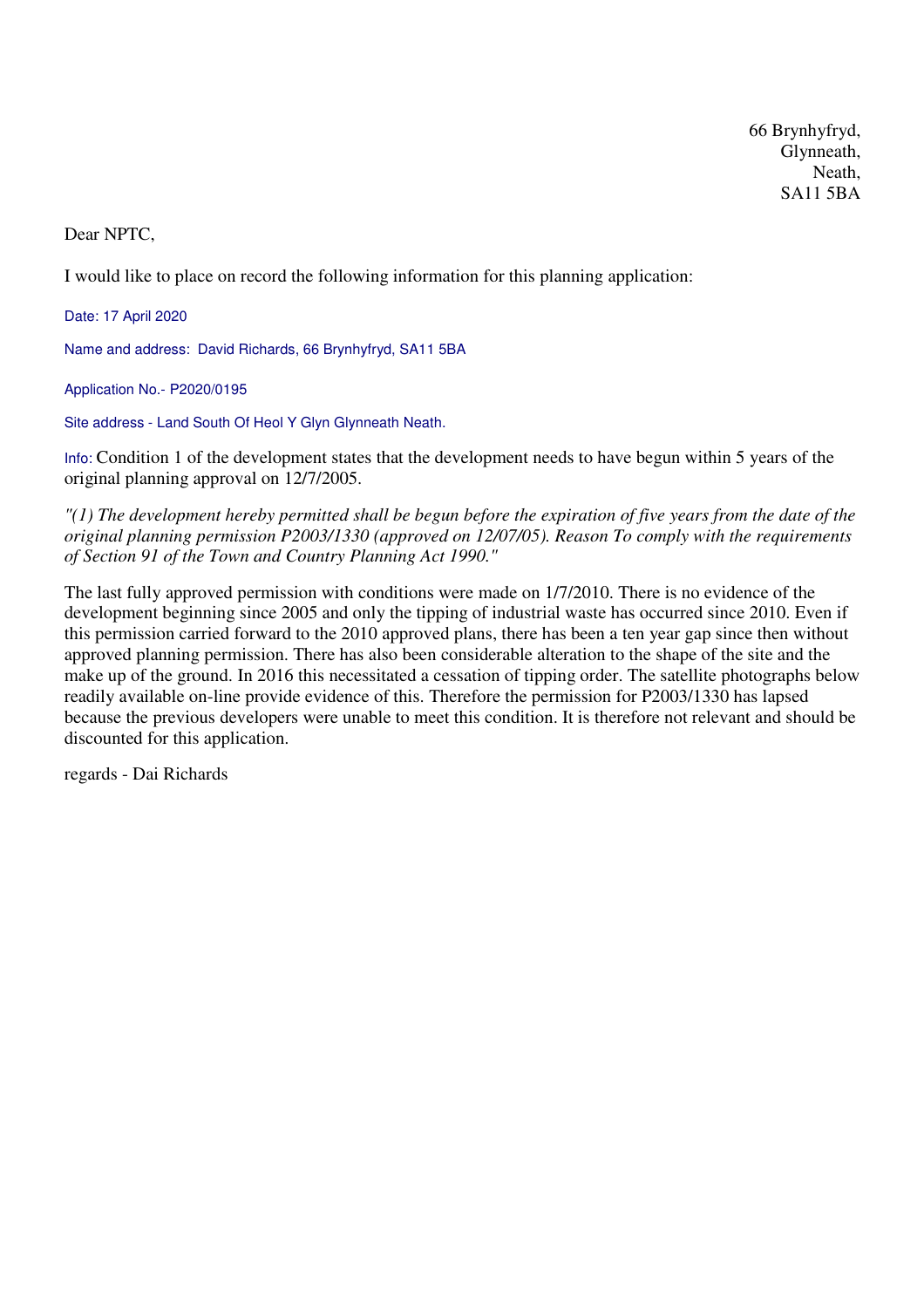66 Brynhyfryd,  
Glynneath,  
Neath,  
SA11 5BA

Dear NPTC,

I would like to place on record the following information for this planning application:

Date: 17 April 2020

Name and address: David Richards, 66 Brynhyfryd, SA11 5BA

Application No.- P2020/0195

Site address - Land South Of Heol Y Glyn Glynneath Neath.

Info: Condition 1 of the development states that the development needs to have begun within 5 years of the original planning approval on 12/7/2005.

*"(1) The development hereby permitted shall be begun before the expiration of five years from the date of the original planning permission P2003/1330 (approved on 12/07/05). Reason To comply with the requirements of Section 91 of the Town and Country Planning Act 1990."*

The last fully approved permission with conditions were made on 1/7/2010. There is no evidence of the development beginning since 2005 and only the tipping of industrial waste has occurred since 2010. Even if this permission carried forward to the 2010 approved plans, there has been a ten year gap since then without approved planning permission. There has also been considerable alteration to the shape of the site and the make up of the ground. In 2016 this necessitated a cessation of tipping order. The satellite photographs below readily available on-line provide evidence of this. Therefore the permission for P2003/1330 has lapsed because the previous developers were unable to meet this condition. It is therefore not relevant and should be discounted for this application.

regards - Dai Richards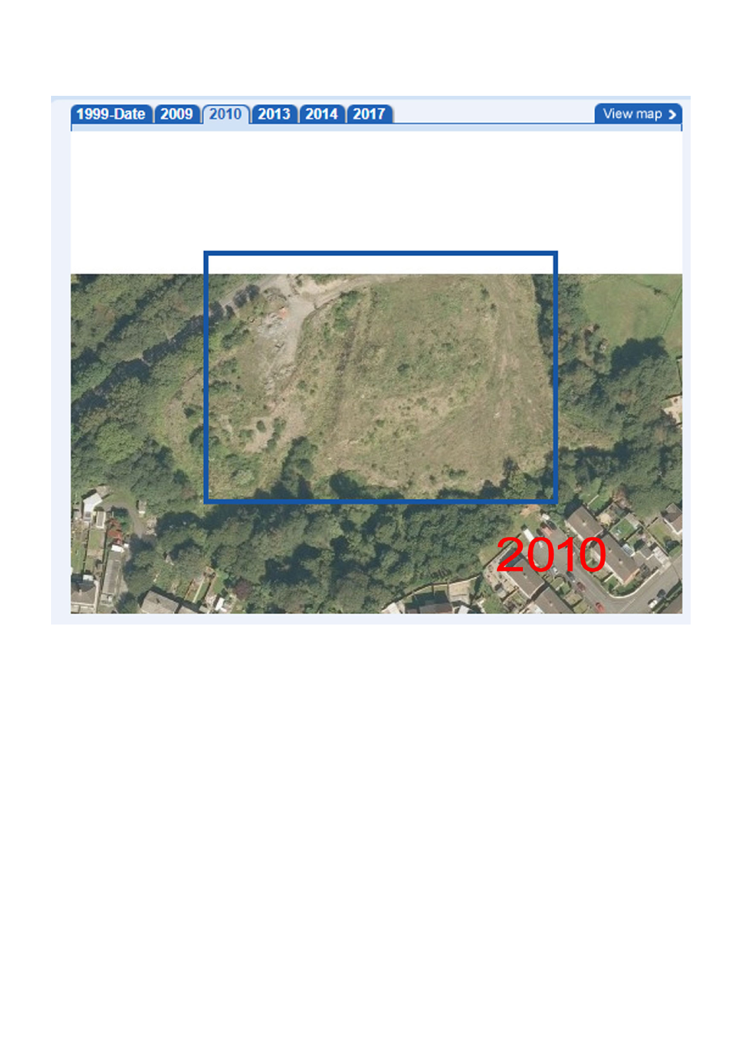1999-Date | 2009 | 2010 | 2013 | 2014 | 2017 | View map

2010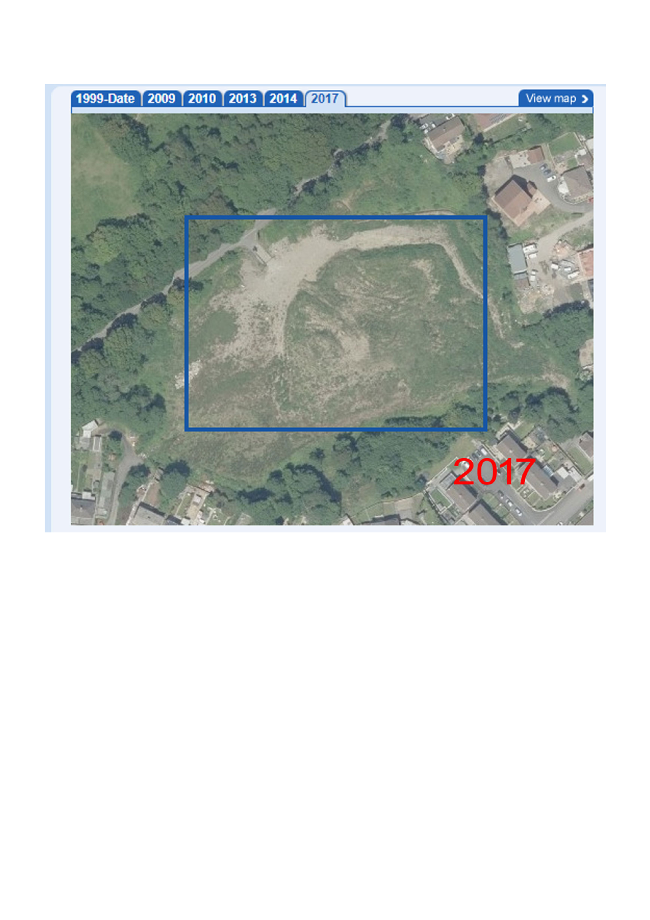1999-Date 2009 2010 2013 2014 2017

View map

2017